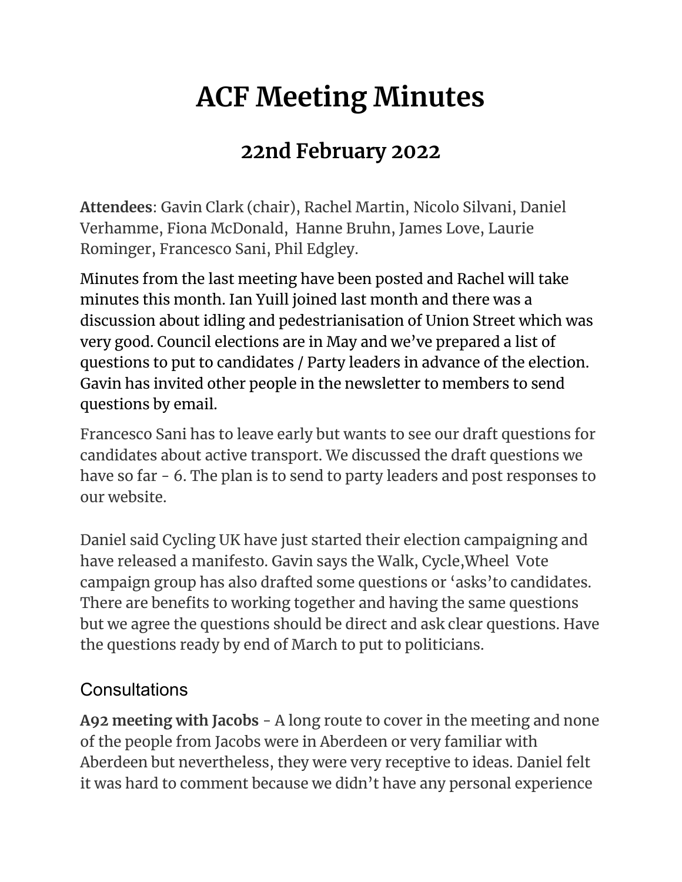# ACF Meeting Minutes

## 22nd February 2022

**Attendees**: Gavin Clark (chair), Rachel Martin, Nicolo Silvani, Daniel Verhamme, Fiona McDonald, Hanne Bruhn, James Love, Laurie Rominger, Francesco Sani, Phil Edgley.

Minutes from the last meeting have been posted and Rachel will take minutes this month. Ian Yuill joined last month and there was a discussion about idling and pedestrianisation of Union Street which was very good. Council elections are in May and we've prepared a list of questions to put to candidates / Party leaders in advance of the election. Gavin has invited other people in the newsletter to members to send questions by email.

Francesco Sani has to leave early but wants to see our draft questions for candidates about active transport. We discussed the draft questions we have so far - 6. The plan is to send to party leaders and post responses to our website.

Daniel said Cycling UK have just started their election campaigning and have released a manifesto. Gavin says the Walk, Cycle,Wheel Vote campaign group has also drafted some questions or 'asks'to candidates. There are benefits to working together and having the same questions but we agree the questions should be direct and ask clear questions. Have the questions ready by end of March to put to politicians.

### Consultations

**A92 meeting with Jacobs** - A long route to cover in the meeting and none of the people from Jacobs were in Aberdeen or very familiar with Aberdeen but nevertheless, they were very receptive to ideas. Daniel felt it was hard to comment because we didn't have any personal experience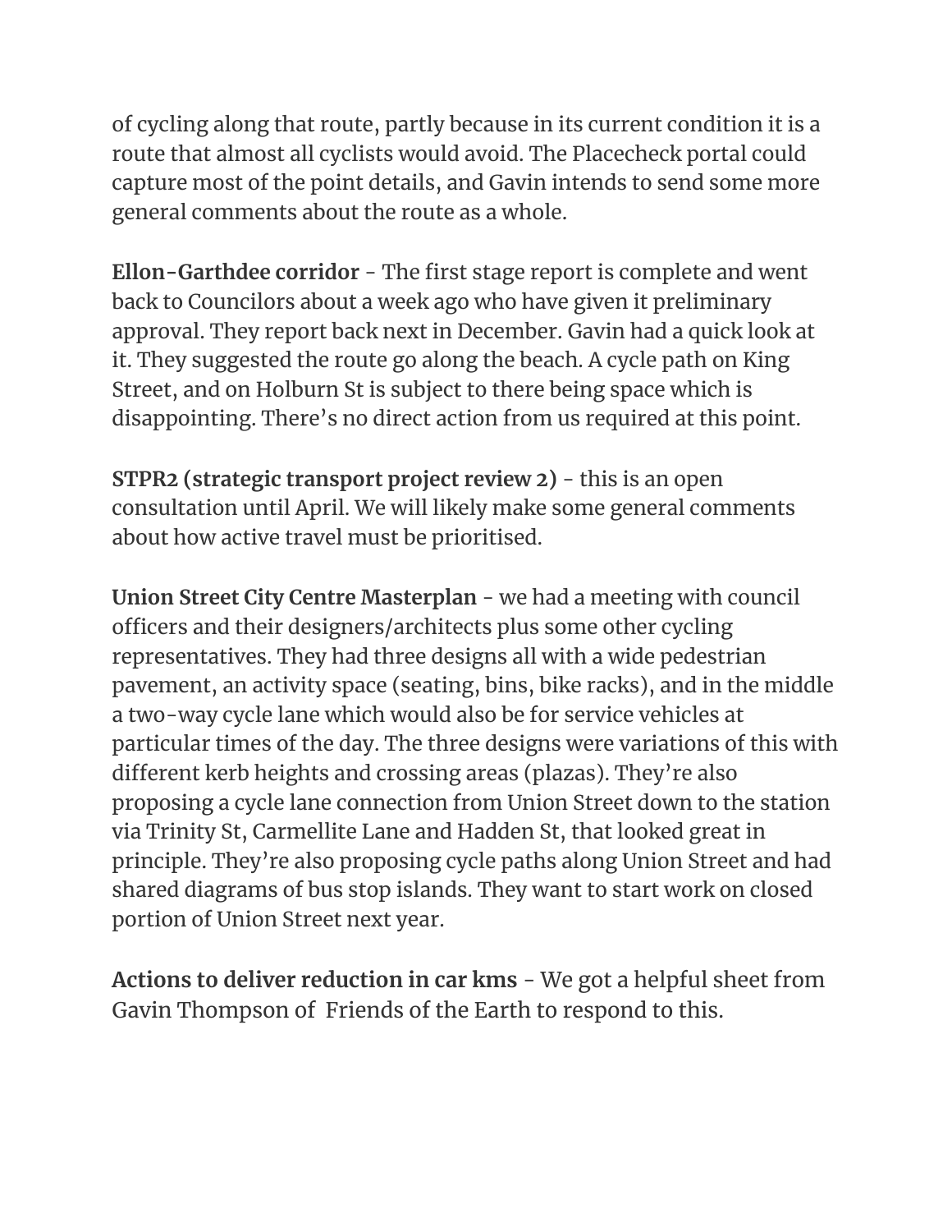of cycling along that route, partly because in its current condition it is a route that almost all cyclists would avoid. The Placecheck portal could capture most of the point details, and Gavin intends to send some more general comments about the route as a whole.

**Ellon-Garthdee corridor** - The first stage report is complete and went back to Councilors about a week ago who have given it preliminary approval. They report back next in December. Gavin had a quick look at it. They suggested the route go along the beach. A cycle path on King Street, and on Holburn St is subject to there being space which is disappointing. There's no direct action from us required at this point.

**STPR2 (strategic transport project review 2)** - this is an open consultation until April. We will likely make some general comments about how active travel must be prioritised.

**Union Street City Centre Masterplan** - we had a meeting with council officers and their designers/architects plus some other cycling representatives. They had three designs all with a wide pedestrian pavement, an activity space (seating, bins, bike racks), and in the middle a two-way cycle lane which would also be for service vehicles at particular times of the day. The three designs were variations of this with different kerb heights and crossing areas (plazas). They're also proposing a cycle lane connection from Union Street down to the station via Trinity St, Carmellite Lane and Hadden St, that looked great in principle. They're also proposing cycle paths along Union Street and had shared diagrams of bus stop islands. They want to start work on closed portion of Union Street next year.

**Actions to deliver reduction in car kms** - We got a helpful sheet from Gavin Thompson of  Friends of the Earth to respond to this.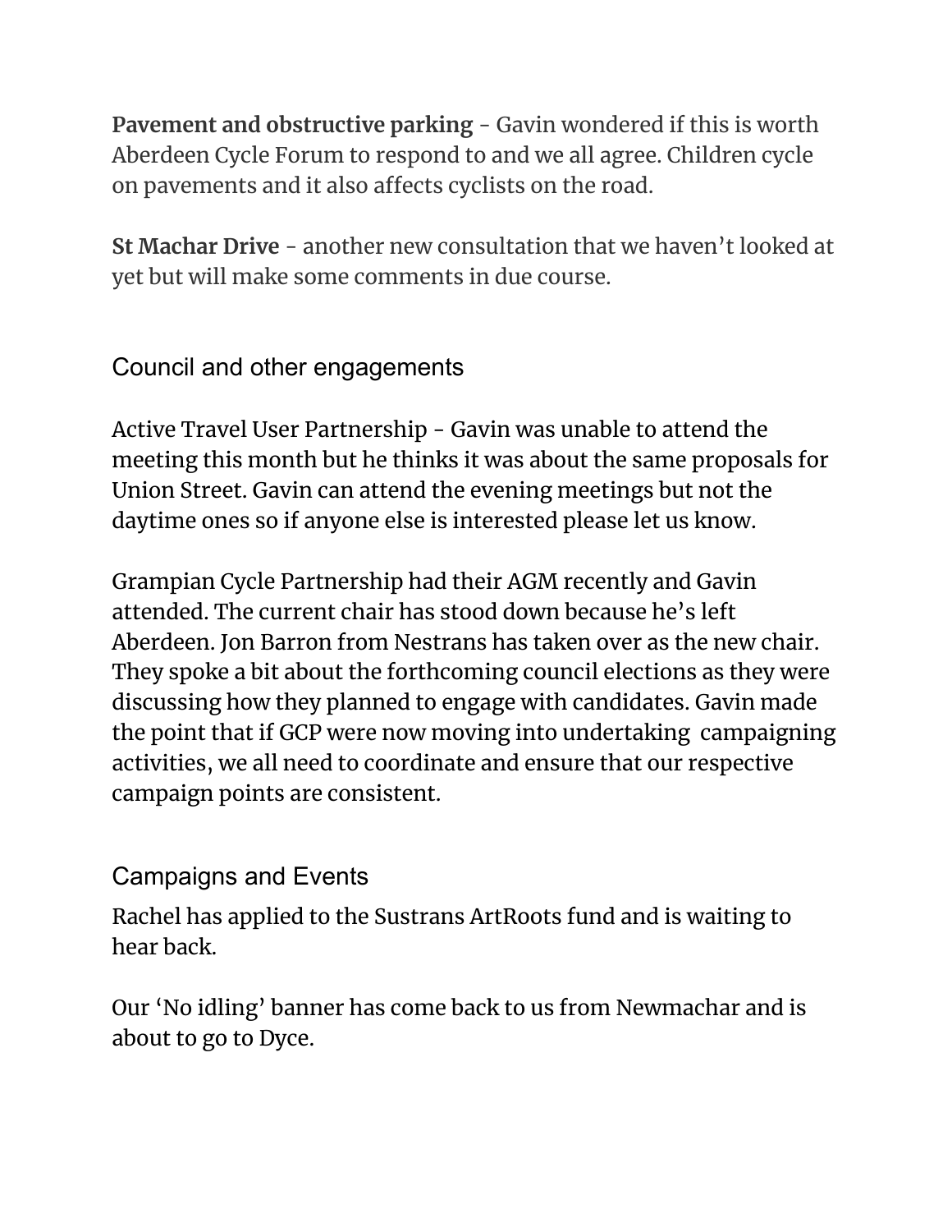**Pavement and obstructive parking** - Gavin wondered if this is worth Aberdeen Cycle Forum to respond to and we all agree. Children cycle on pavements and it also affects cyclists on the road.

**St Machar Drive** - another new consultation that we haven't looked at yet but will make some comments in due course.

## Council and other engagements

Active Travel User Partnership - Gavin was unable to attend the meeting this month but he thinks it was about the same proposals for Union Street. Gavin can attend the evening meetings but not the daytime ones so if anyone else is interested please let us know.

Grampian Cycle Partnership had their AGM recently and Gavin attended. The current chair has stood down because he's left Aberdeen. Jon Barron from Nestrans has taken over as the new chair. They spoke a bit about the forthcoming council elections as they were discussing how they planned to engage with candidates. Gavin made the point that if GCP were now moving into undertaking campaigning activities, we all need to coordinate and ensure that our respective campaign points are consistent.

## Campaigns and Events

Rachel has applied to the Sustrans ArtRoots fund and is waiting to hear back.

Our 'No idling' banner has come back to us from Newmachar and is about to go to Dyce.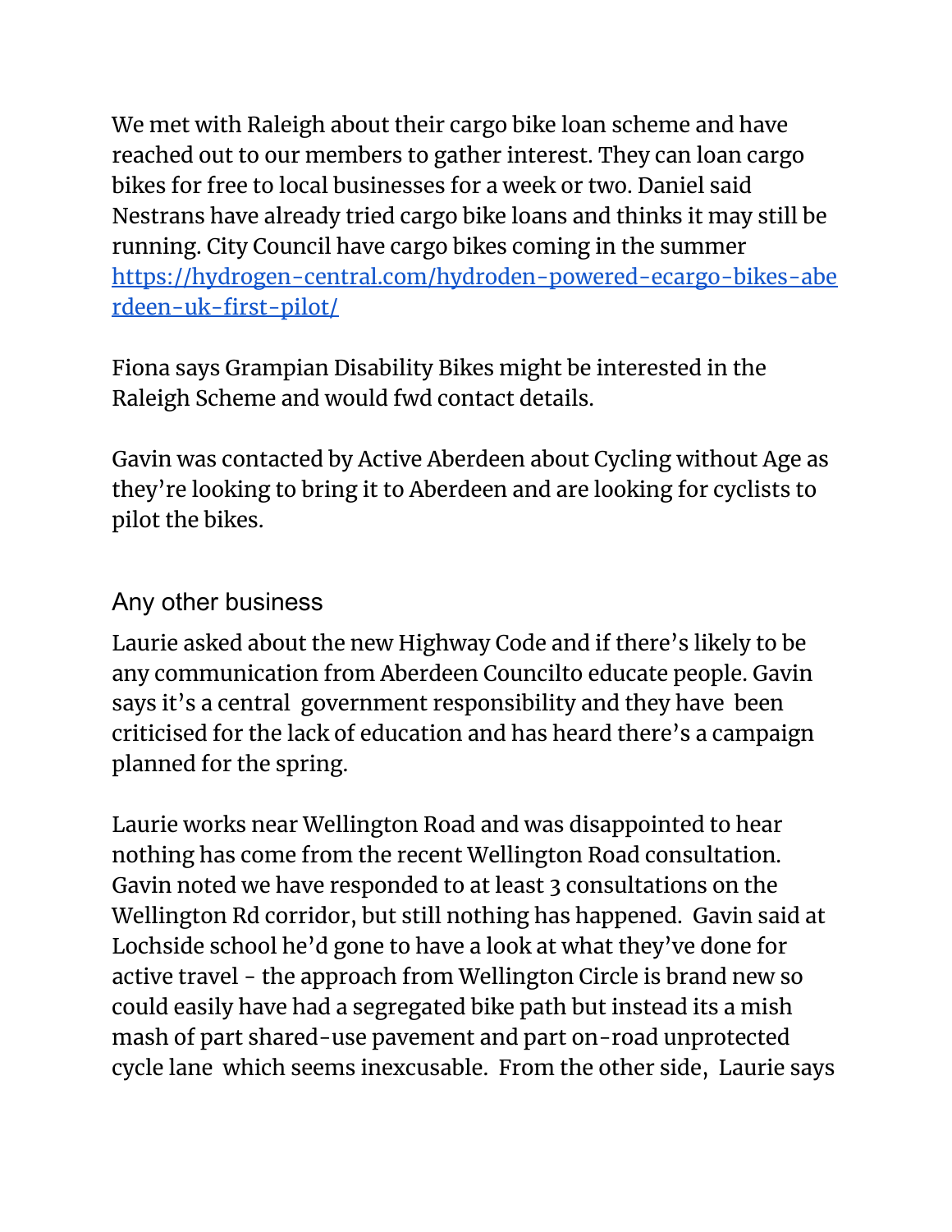We met with Raleigh about their cargo bike loan scheme and have reached out to our members to gather interest. They can loan cargo bikes for free to local businesses for a week or two. Daniel said Nestrans have already tried cargo bike loans and thinks it may still be running. City Council have cargo bikes coming in the summer [https://hydrogen-central.com/hydroden-powered-ecargo-bikes-aberdeen-uk-first-pilot/](https://hydrogen-central.com/hydroden-powered-ecargo-bikes-aberdeen-uk-first-pilot/)

Fiona says Grampian Disability Bikes might be interested in the Raleigh Scheme and would fwd contact details.

Gavin was contacted by Active Aberdeen about Cycling without Age as they're looking to bring it to Aberdeen and are looking for cyclists to pilot the bikes.

## Any other business

Laurie asked about the new Highway Code and if there's likely to be any communication from Aberdeen Councilto educate people. Gavin says it's a central government responsibility and they have been criticised for the lack of education and has heard there's a campaign planned for the spring.

Laurie works near Wellington Road and was disappointed to hear nothing has come from the recent Wellington Road consultation. Gavin noted we have responded to at least 3 consultations on the Wellington Rd corridor, but still nothing has happened. Gavin said at Lochside school he'd gone to have a look at what they've done for active travel - the approach from Wellington Circle is brand new so could easily have had a segregated bike path but instead its a mish mash of part shared-use pavement and part on-road unprotected cycle lane which seems inexcusable. From the other side, Laurie says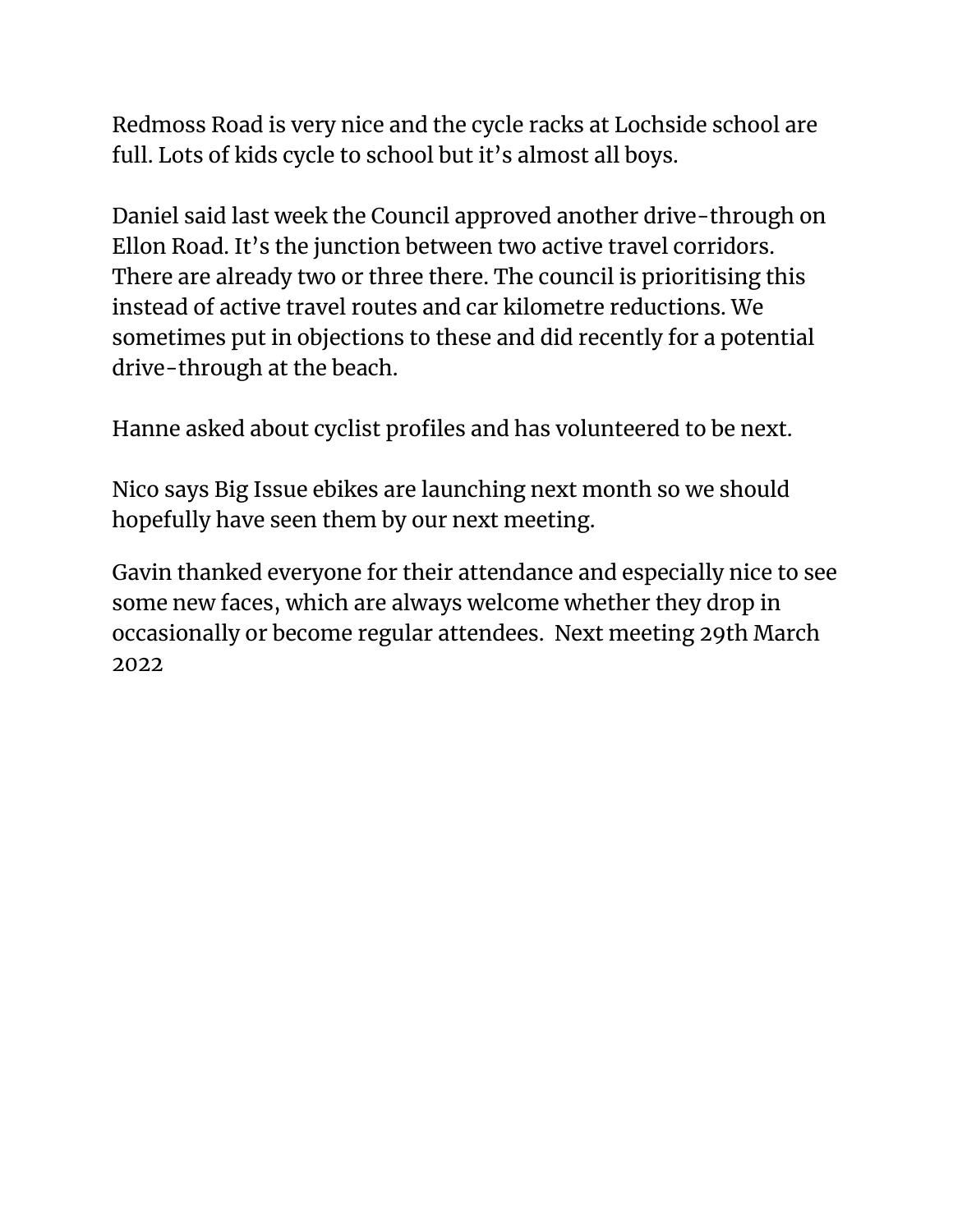Redmoss Road is very nice and the cycle racks at Lochside school are full. Lots of kids cycle to school but it's almost all boys.

Daniel said last week the Council approved another drive-through on Ellon Road. It's the junction between two active travel corridors. There are already two or three there. The council is prioritising this instead of active travel routes and car kilometre reductions. We sometimes put in objections to these and did recently for a potential drive-through at the beach.

Hanne asked about cyclist profiles and has volunteered to be next.

Nico says Big Issue ebikes are launching next month so we should hopefully have seen them by our next meeting.

Gavin thanked everyone for their attendance and especially nice to see some new faces, which are always welcome whether they drop in occasionally or become regular attendees. Next meeting 29th March 2022